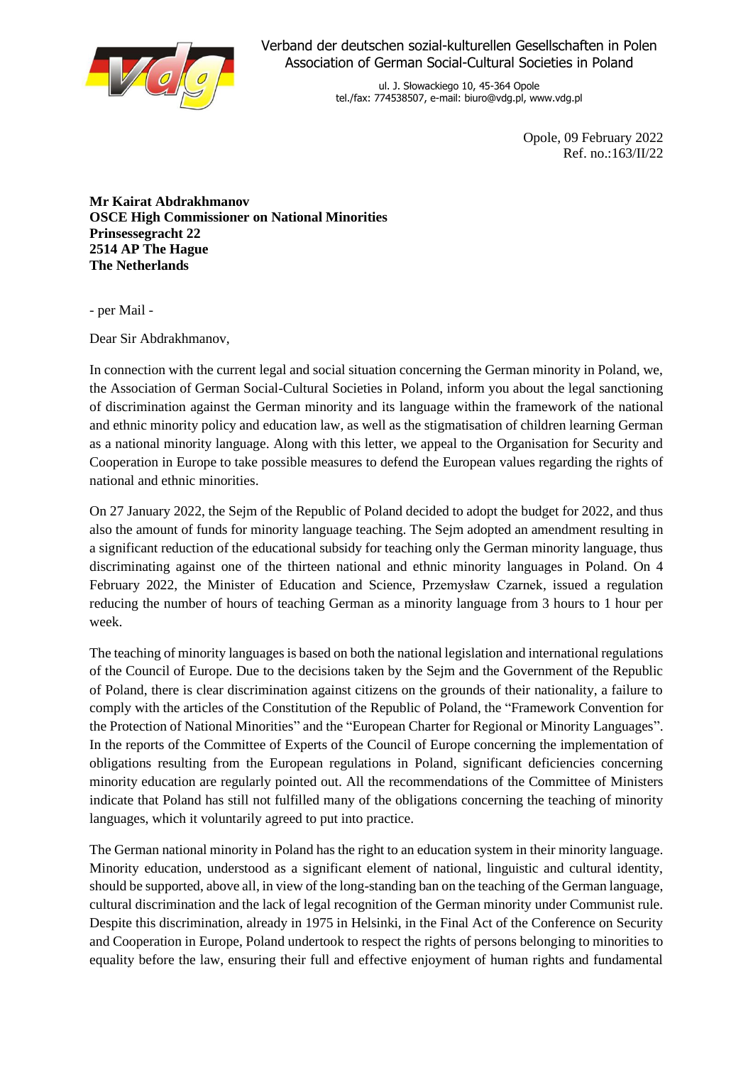Verband der deutschen sozial-kulturellen Gesellschaften in Polen
Association of German Social-Cultural Societies in Poland

ul. J. Słowackiego 10, 45-364 Opole
tel./fax: 774538507, e-mail: biuro@vdg.pl, www.vdg.pl

Opole, 09 February 2022
Ref. no.:163/II/22

**Mr Kairat Abdrakhmanov**
**OSCE High Commissioner on National Minorities**
**Prinsessegracht 22**
**2514 AP The Hague**
**The Netherlands**

- per Mail -

Dear Sir Abdrakhmanov,

In connection with the current legal and social situation concerning the German minority in Poland, we, the Association of German Social-Cultural Societies in Poland, inform you about the legal sanctioning of discrimination against the German minority and its language within the framework of the national and ethnic minority policy and education law, as well as the stigmatisation of children learning German as a national minority language. Along with this letter, we appeal to the Organisation for Security and Cooperation in Europe to take possible measures to defend the European values regarding the rights of national and ethnic minorities.

On 27 January 2022, the Sejm of the Republic of Poland decided to adopt the budget for 2022, and thus also the amount of funds for minority language teaching. The Sejm adopted an amendment resulting in a significant reduction of the educational subsidy for teaching only the German minority language, thus discriminating against one of the thirteen national and ethnic minority languages in Poland. On 4 February 2022, the Minister of Education and Science, Przemysław Czarnek, issued a regulation reducing the number of hours of teaching German as a minority language from 3 hours to 1 hour per week.

The teaching of minority languages is based on both the national legislation and international regulations of the Council of Europe. Due to the decisions taken by the Sejm and the Government of the Republic of Poland, there is clear discrimination against citizens on the grounds of their nationality, a failure to comply with the articles of the Constitution of the Republic of Poland, the "Framework Convention for the Protection of National Minorities" and the "European Charter for Regional or Minority Languages". In the reports of the Committee of Experts of the Council of Europe concerning the implementation of obligations resulting from the European regulations in Poland, significant deficiencies concerning minority education are regularly pointed out. All the recommendations of the Committee of Ministers indicate that Poland has still not fulfilled many of the obligations concerning the teaching of minority languages, which it voluntarily agreed to put into practice.

The German national minority in Poland has the right to an education system in their minority language. Minority education, understood as a significant element of national, linguistic and cultural identity, should be supported, above all, in view of the long-standing ban on the teaching of the German language, cultural discrimination and the lack of legal recognition of the German minority under Communist rule. Despite this discrimination, already in 1975 in Helsinki, in the Final Act of the Conference on Security and Cooperation in Europe, Poland undertook to respect the rights of persons belonging to minorities to equality before the law, ensuring their full and effective enjoyment of human rights and fundamental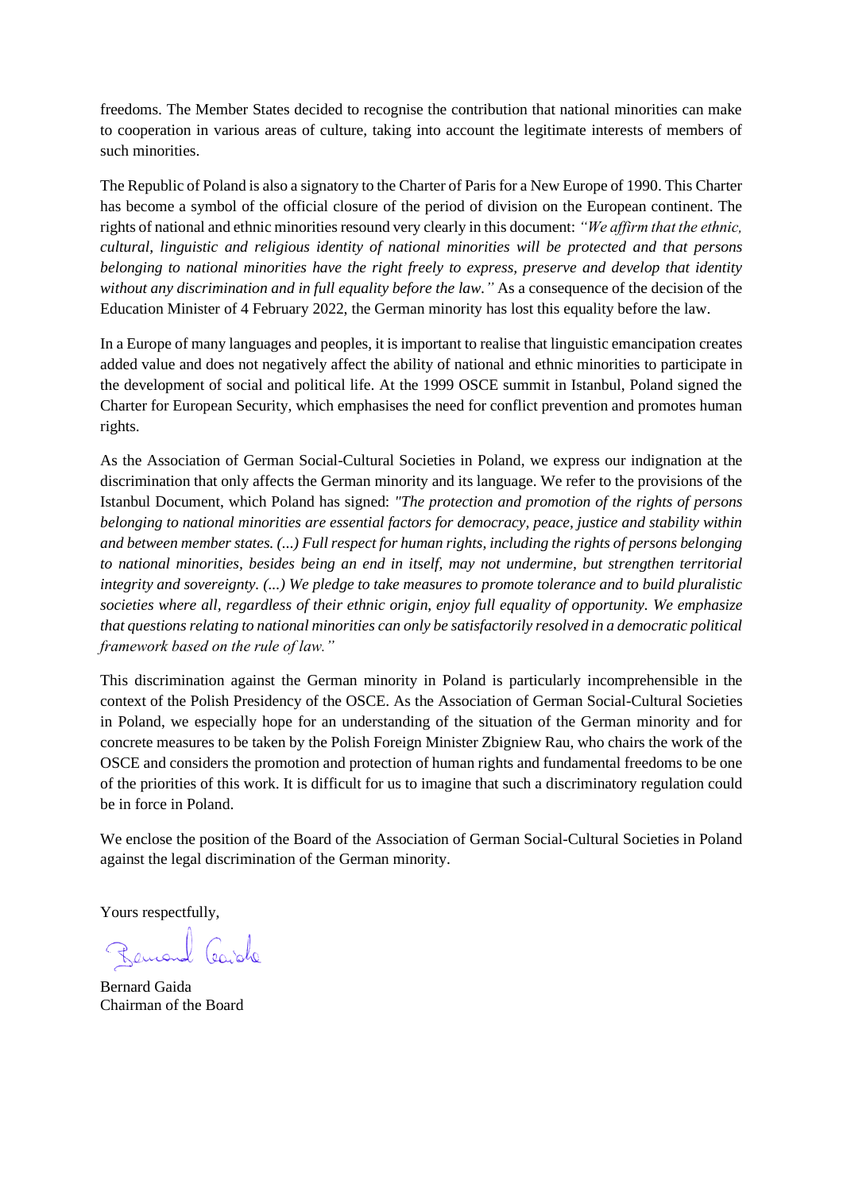freedoms. The Member States decided to recognise the contribution that national minorities can make to cooperation in various areas of culture, taking into account the legitimate interests of members of such minorities.

The Republic of Poland is also a signatory to the Charter of Paris for a New Europe of 1990. This Charter has become a symbol of the official closure of the period of division on the European continent. The rights of national and ethnic minorities resound very clearly in this document: *"We affirm that the ethnic, cultural, linguistic and religious identity of national minorities will be protected and that persons belonging to national minorities have the right freely to express, preserve and develop that identity without any discrimination and in full equality before the law."* As a consequence of the decision of the Education Minister of 4 February 2022, the German minority has lost this equality before the law.

In a Europe of many languages and peoples, it is important to realise that linguistic emancipation creates added value and does not negatively affect the ability of national and ethnic minorities to participate in the development of social and political life. At the 1999 OSCE summit in Istanbul, Poland signed the Charter for European Security, which emphasises the need for conflict prevention and promotes human rights.

As the Association of German Social-Cultural Societies in Poland, we express our indignation at the discrimination that only affects the German minority and its language. We refer to the provisions of the Istanbul Document, which Poland has signed: *"The protection and promotion of the rights of persons belonging to national minorities are essential factors for democracy, peace, justice and stability within and between member states. (...) Full respect for human rights, including the rights of persons belonging to national minorities, besides being an end in itself, may not undermine, but strengthen territorial integrity and sovereignty. (...) We pledge to take measures to promote tolerance and to build pluralistic societies where all, regardless of their ethnic origin, enjoy full equality of opportunity. We emphasize that questions relating to national minorities can only be satisfactorily resolved in a democratic political framework based on the rule of law."*

This discrimination against the German minority in Poland is particularly incomprehensible in the context of the Polish Presidency of the OSCE. As the Association of German Social-Cultural Societies in Poland, we especially hope for an understanding of the situation of the German minority and for concrete measures to be taken by the Polish Foreign Minister Zbigniew Rau, who chairs the work of the OSCE and considers the promotion and protection of human rights and fundamental freedoms to be one of the priorities of this work. It is difficult for us to imagine that such a discriminatory regulation could be in force in Poland.

We enclose the position of the Board of the Association of German Social-Cultural Societies in Poland against the legal discrimination of the German minority.

Yours respectfully,

Bernard Gaida
Chairman of the Board